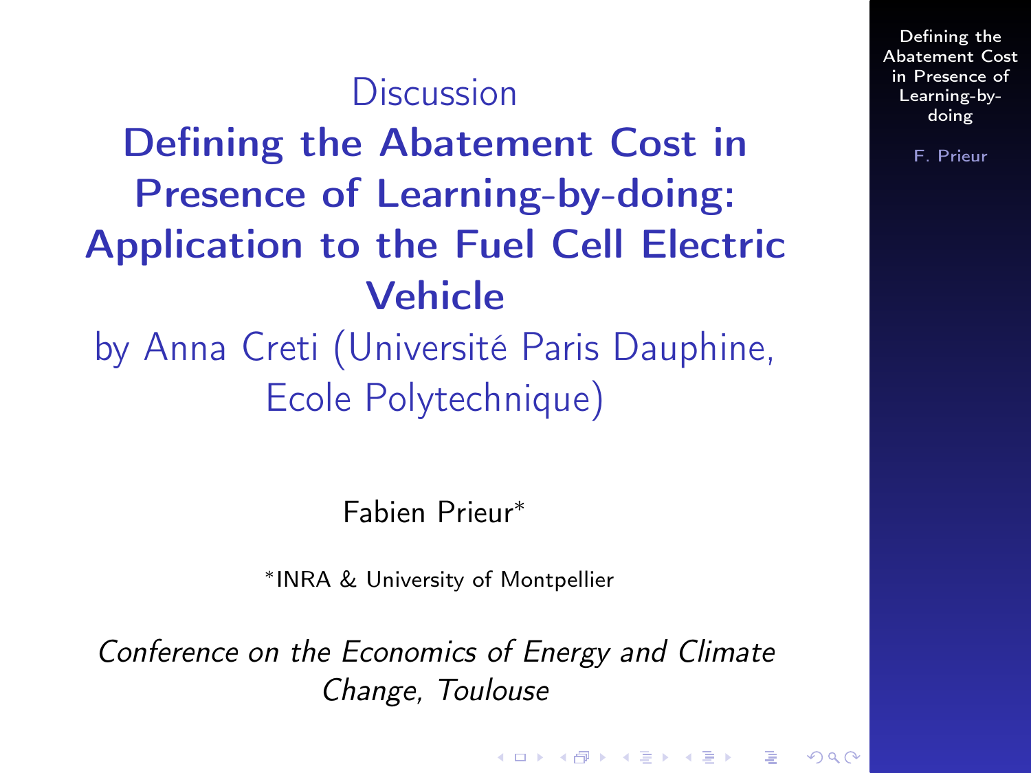Discussion

# Defining the Abatement Cost in Presence of Learning-by-doing: Application to the Fuel Cell Electric Vehicle

by Anna Creti (Université Paris Dauphine, Ecole Polytechnique)

Fabien Prieur*

*INRA & University of Montpellier

*Conference on the Economics of Energy and Climate Change, Toulouse*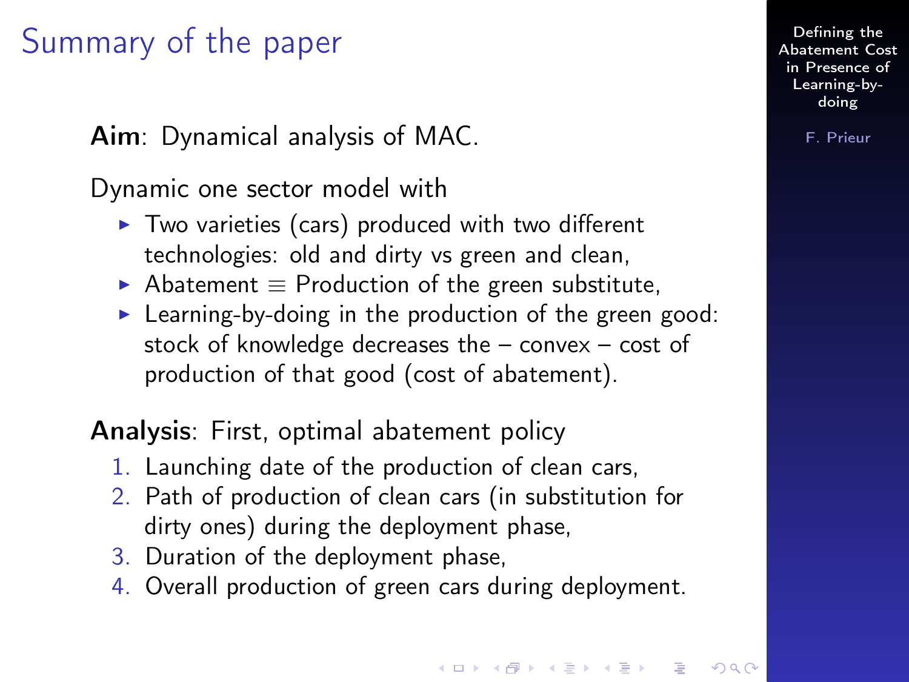# Summary of the paper

**Aim**: Dynamical analysis of MAC.

Dynamic one sector model with

- Two varieties (cars) produced with two different technologies: old and dirty vs green and clean,
- Abatement $\equiv$ Production of the green substitute,
- Learning-by-doing in the production of the green good: stock of knowledge decreases the – convex – cost of production of that good (cost of abatement).

**Analysis**: First, optimal abatement policy

1. Launching date of the production of clean cars,
2. Path of production of clean cars (in substitution for dirty ones) during the deployment phase,
3. Duration of the deployment phase,
4. Overall production of green cars during deployment.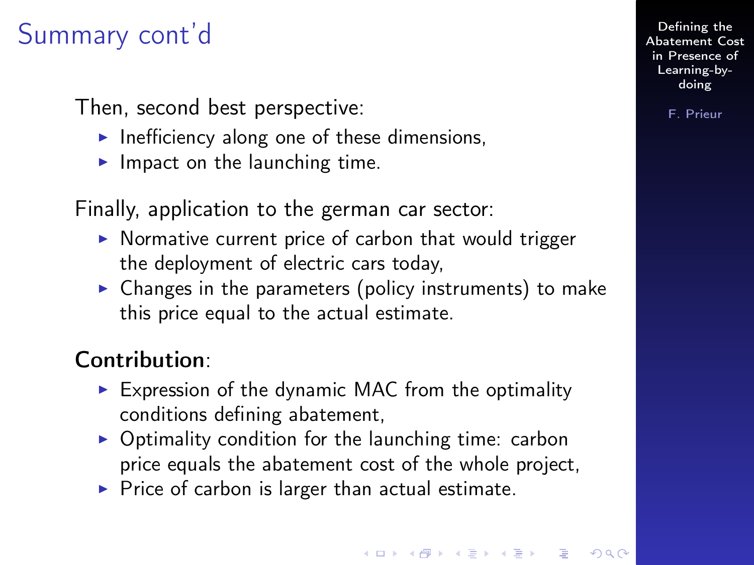# Summary cont'd

Then, second best perspective:

- Inefficiency along one of these dimensions,
- Impact on the launching time.

Finally, application to the german car sector:

- Normative current price of carbon that would trigger the deployment of electric cars today,
- Changes in the parameters (policy instruments) to make this price equal to the actual estimate.

**Contribution**:

- Expression of the dynamic MAC from the optimality conditions defining abatement,
- Optimality condition for the launching time: carbon price equals the abatement cost of the whole project,
- Price of carbon is larger than actual estimate.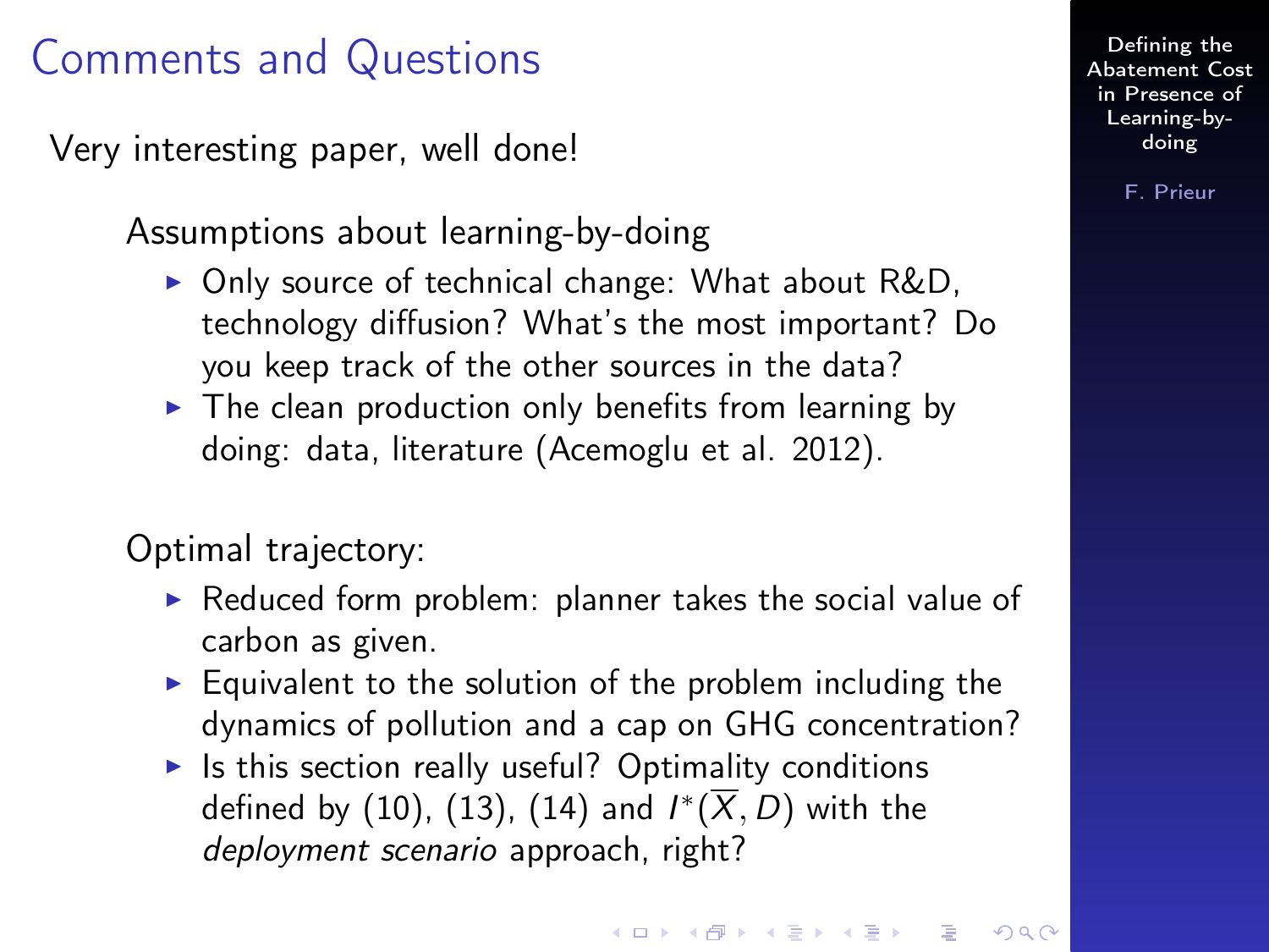# Comments and Questions

Very interesting paper, well done!

Assumptions about learning-by-doing

- Only source of technical change: What about R&D, technology diffusion? What's the most important? Do you keep track of the other sources in the data?
- The clean production only benefits from learning by doing: data, literature (Acemoglu et al. 2012).

Optimal trajectory:

- Reduced form problem: planner takes the social value of carbon as given.
- Equivalent to the solution of the problem including the dynamics of pollution and a cap on GHG concentration?
- Is this section really useful? Optimality conditions defined by (10), (13), (14) and $I^*(\overline{X}, D)$ with the *deployment scenario* approach, right?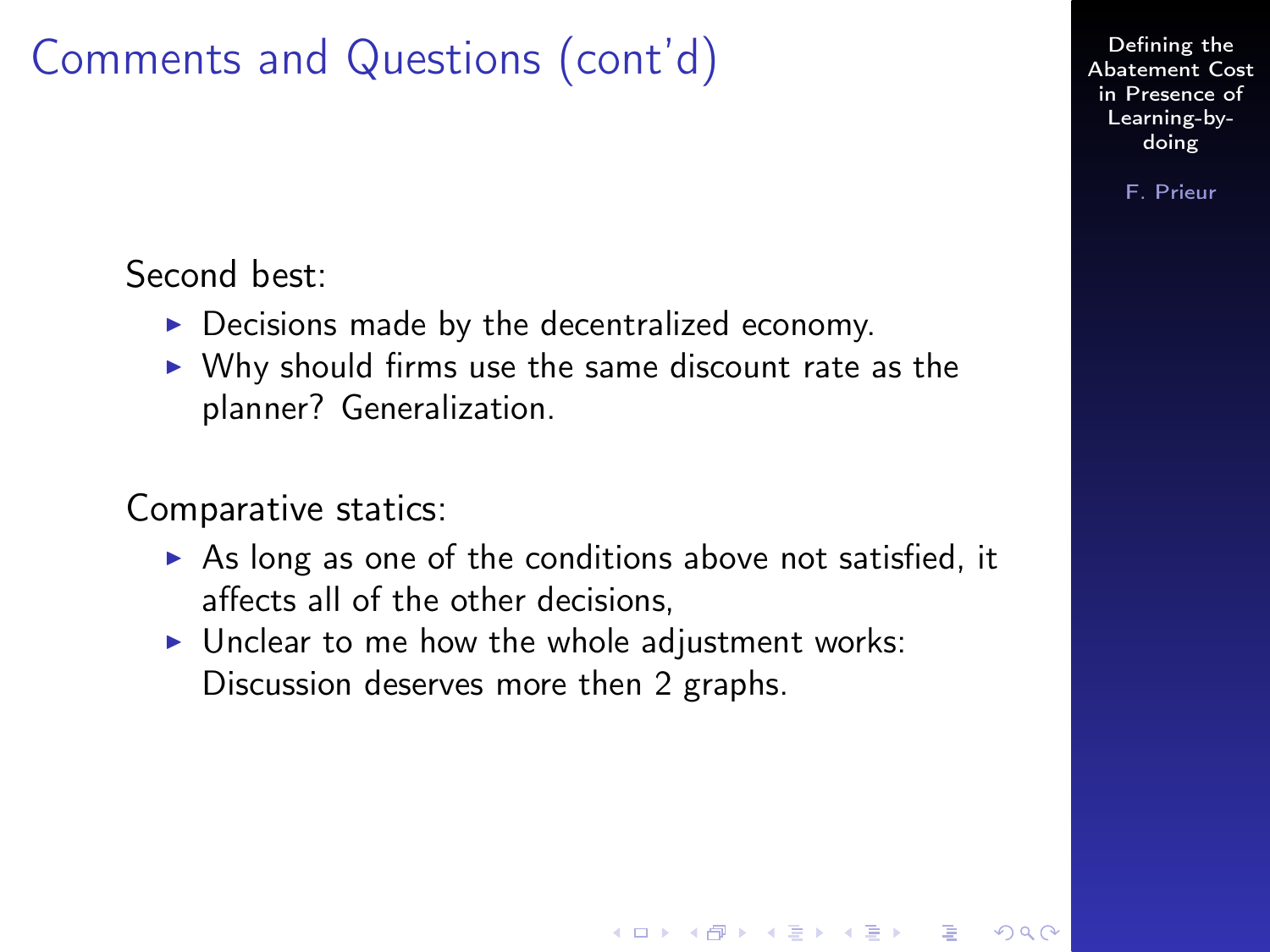# Comments and Questions (cont'd)

Second best:

- Decisions made by the decentralized economy.
- Why should firms use the same discount rate as the planner? Generalization.

Comparative statics:

- As long as one of the conditions above not satisfied, it affects all of the other decisions,
- Unclear to me how the whole adjustment works: Discussion deserves more then 2 graphs.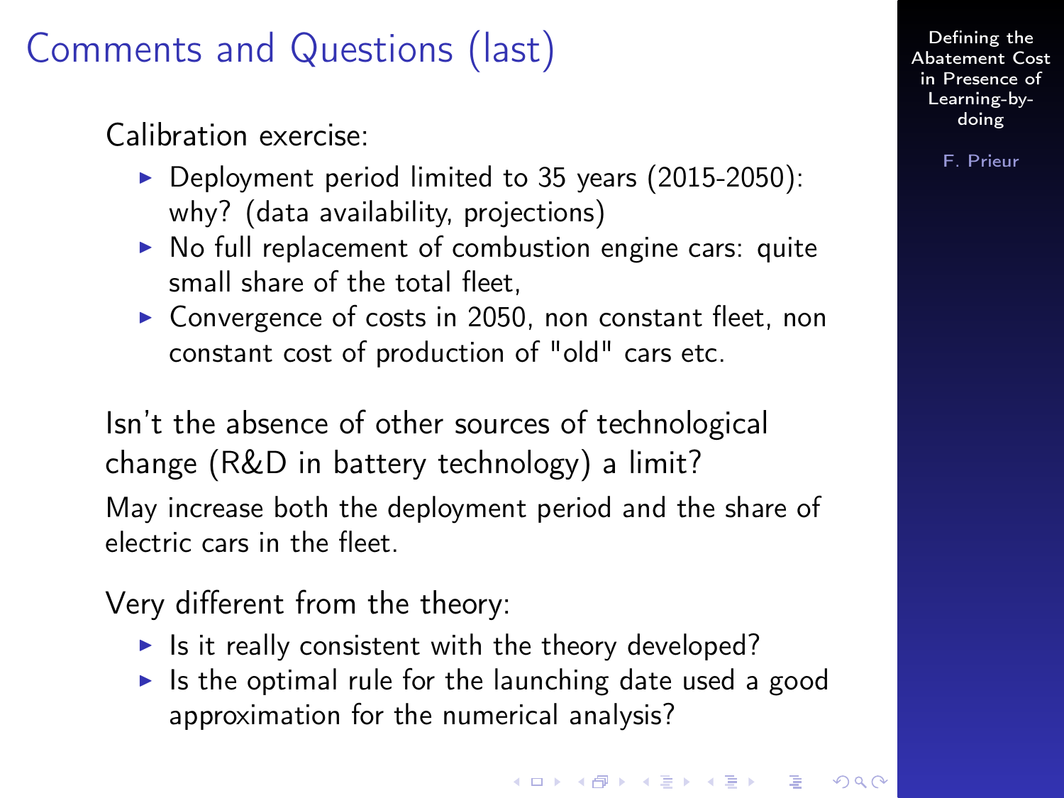# Comments and Questions (last)

Calibration exercise:

- Deployment period limited to 35 years (2015-2050): why? (data availability, projections)
- No full replacement of combustion engine cars: quite small share of the total fleet,
- Convergence of costs in 2050, non constant fleet, non constant cost of production of "old" cars etc.

Isn't the absence of other sources of technological change (R&D in battery technology) a limit?

May increase both the deployment period and the share of electric cars in the fleet.

Very different from the theory:

- Is it really consistent with the theory developed?
- Is the optimal rule for the launching date used a good approximation for the numerical analysis?